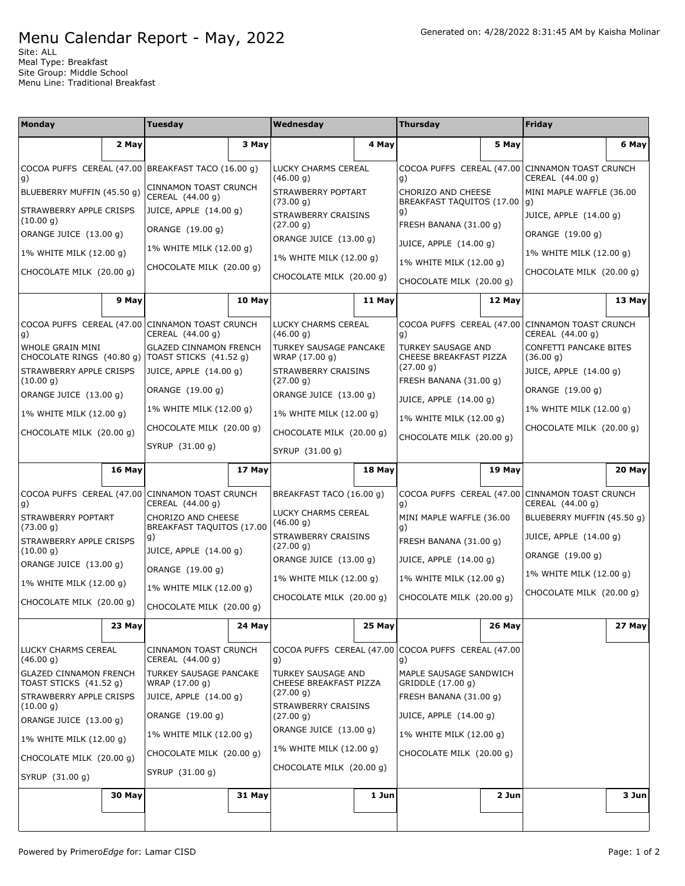# Menu Calendar Report - May, 2022

Generated on: 4/28/2022 8:31:45 AM by Kaisha Molinar

Site: ALL
Meal Type: Breakfast
Site Group: Middle School
Menu Line: Traditional Breakfast

| Monday | Tuesday | Wednesday | Thursday | Friday |
|---|---|---|---|---|
| **2 May** | **3 May** | **4 May** | **5 May** | **6 May** |
| COCOA PUFFS CEREAL (47.00 g)<br>BLUEBERRY MUFFIN (45.50 g)<br>STRAWBERRY APPLE CRISPS (10.00 g)<br>ORANGE JUICE (13.00 g)<br>1% WHITE MILK (12.00 g)<br>CHOCOLATE MILK (20.00 g) | BREAKFAST TACO (16.00 g)<br>CINNAMON TOAST CRUNCH CEREAL (44.00 g)<br>JUICE, APPLE (14.00 g)<br>ORANGE (19.00 g)<br>1% WHITE MILK (12.00 g)<br>CHOCOLATE MILK (20.00 g) | LUCKY CHARMS CEREAL (46.00 g)<br>STRAWBERRY POPTART (73.00 g)<br>STRAWBERRY CRAISINS (27.00 g)<br>ORANGE JUICE (13.00 g)<br>1% WHITE MILK (12.00 g)<br>CHOCOLATE MILK (20.00 g) | COCOA PUFFS CEREAL (47.00 g)<br>CHORIZO AND CHEESE BREAKFAST TAQUITOS (17.00 g)<br>FRESH BANANA (31.00 g)<br>JUICE, APPLE (14.00 g)<br>1% WHITE MILK (12.00 g)<br>CHOCOLATE MILK (20.00 g) | CINNAMON TOAST CRUNCH CEREAL (44.00 g)<br>MINI MAPLE WAFFLE (36.00 g)<br>JUICE, APPLE (14.00 g)<br>ORANGE (19.00 g)<br>1% WHITE MILK (12.00 g)<br>CHOCOLATE MILK (20.00 g) |
| **9 May** | **10 May** | **11 May** | **12 May** | **13 May** |
| COCOA PUFFS CEREAL (47.00 g)<br>WHOLE GRAIN MINI CHOCOLATE RINGS (40.80 g)<br>STRAWBERRY APPLE CRISPS (10.00 g)<br>ORANGE JUICE (13.00 g)<br>1% WHITE MILK (12.00 g)<br>CHOCOLATE MILK (20.00 g) | CINNAMON TOAST CRUNCH CEREAL (44.00 g)<br>GLAZED CINNAMON FRENCH TOAST STICKS (41.52 g)<br>JUICE, APPLE (14.00 g)<br>ORANGE (19.00 g)<br>1% WHITE MILK (12.00 g)<br>CHOCOLATE MILK (20.00 g)<br>SYRUP (31.00 g) | LUCKY CHARMS CEREAL (46.00 g)<br>TURKEY SAUSAGE PANCAKE WRAP (17.00 g)<br>STRAWBERRY CRAISINS (27.00 g)<br>ORANGE JUICE (13.00 g)<br>1% WHITE MILK (12.00 g)<br>CHOCOLATE MILK (20.00 g)<br>SYRUP (31.00 g) | COCOA PUFFS CEREAL (47.00 g)<br>TURKEY SAUSAGE AND CHEESE BREAKFAST PIZZA (27.00 g)<br>FRESH BANANA (31.00 g)<br>JUICE, APPLE (14.00 g)<br>1% WHITE MILK (12.00 g)<br>CHOCOLATE MILK (20.00 g) | CINNAMON TOAST CRUNCH CEREAL (44.00 g)<br>CONFETTI PANCAKE BITES (36.00 g)<br>JUICE, APPLE (14.00 g)<br>ORANGE (19.00 g)<br>1% WHITE MILK (12.00 g)<br>CHOCOLATE MILK (20.00 g) |
| **16 May** | **17 May** | **18 May** | **19 May** | **20 May** |
| COCOA PUFFS CEREAL (47.00 g)<br>STRAWBERRY POPTART (73.00 g)<br>STRAWBERRY APPLE CRISPS (10.00 g)<br>ORANGE JUICE (13.00 g)<br>1% WHITE MILK (12.00 g)<br>CHOCOLATE MILK (20.00 g) | CINNAMON TOAST CRUNCH CEREAL (44.00 g)<br>CHORIZO AND CHEESE BREAKFAST TAQUITOS (17.00 g)<br>JUICE, APPLE (14.00 g)<br>ORANGE (19.00 g)<br>1% WHITE MILK (12.00 g)<br>CHOCOLATE MILK (20.00 g) | BREAKFAST TACO (16.00 g)<br>LUCKY CHARMS CEREAL (46.00 g)<br>STRAWBERRY CRAISINS (27.00 g)<br>ORANGE JUICE (13.00 g)<br>1% WHITE MILK (12.00 g)<br>CHOCOLATE MILK (20.00 g) | COCOA PUFFS CEREAL (47.00 g)<br>MINI MAPLE WAFFLE (36.00 g)<br>FRESH BANANA (31.00 g)<br>JUICE, APPLE (14.00 g)<br>1% WHITE MILK (12.00 g)<br>CHOCOLATE MILK (20.00 g) | CINNAMON TOAST CRUNCH CEREAL (44.00 g)<br>BLUEBERRY MUFFIN (45.50 g)<br>JUICE, APPLE (14.00 g)<br>ORANGE (19.00 g)<br>1% WHITE MILK (12.00 g)<br>CHOCOLATE MILK (20.00 g) |
| **23 May** | **24 May** | **25 May** | **26 May** | **27 May** |
| LUCKY CHARMS CEREAL (46.00 g)<br>GLAZED CINNAMON FRENCH TOAST STICKS (41.52 g)<br>STRAWBERRY APPLE CRISPS (10.00 g)<br>ORANGE JUICE (13.00 g)<br>1% WHITE MILK (12.00 g)<br>CHOCOLATE MILK (20.00 g)<br>SYRUP (31.00 g) | CINNAMON TOAST CRUNCH CEREAL (44.00 g)<br>TURKEY SAUSAGE PANCAKE WRAP (17.00 g)<br>JUICE, APPLE (14.00 g)<br>ORANGE (19.00 g)<br>1% WHITE MILK (12.00 g)<br>CHOCOLATE MILK (20.00 g)<br>SYRUP (31.00 g) | COCOA PUFFS CEREAL (47.00 g)<br>TURKEY SAUSAGE AND CHEESE BREAKFAST PIZZA (27.00 g)<br>STRAWBERRY CRAISINS (27.00 g)<br>ORANGE JUICE (13.00 g)<br>1% WHITE MILK (12.00 g)<br>CHOCOLATE MILK (20.00 g) | COCOA PUFFS CEREAL (47.00 g)<br>MAPLE SAUSAGE SANDWICH GRIDDLE (17.00 g)<br>FRESH BANANA (31.00 g)<br>JUICE, APPLE (14.00 g)<br>1% WHITE MILK (12.00 g)<br>CHOCOLATE MILK (20.00 g) | |
| **30 May** | **31 May** | **1 Jun** | **2 Jun** | **3 Jun** |
| | | | | |

Powered by Primero*Edge* for: Lamar CISD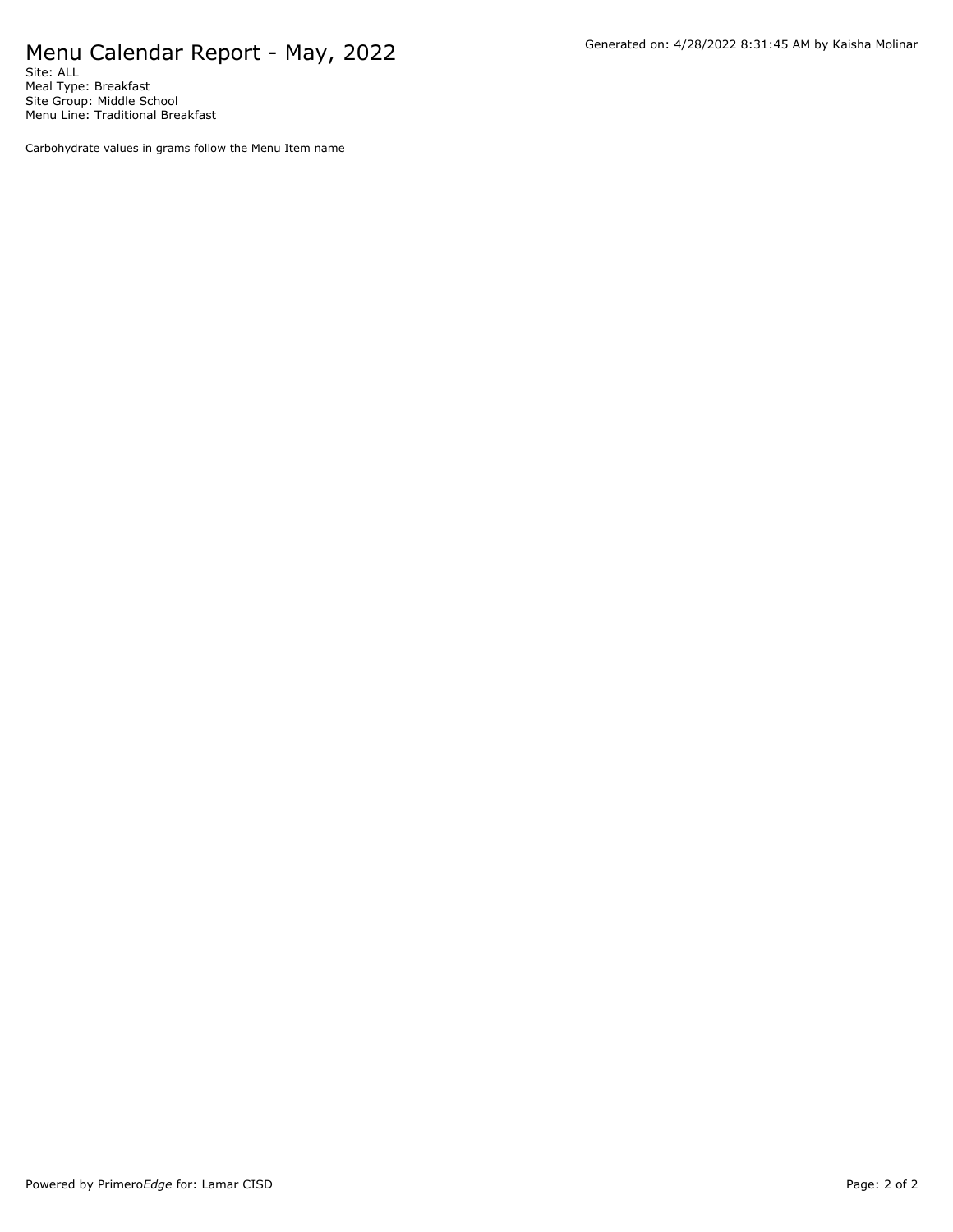# Menu Calendar Report - May, 2022

Generated on: 4/28/2022 8:31:45 AM by Kaisha Molinar

Site: ALL
Meal Type: Breakfast
Site Group: Middle School
Menu Line: Traditional Breakfast

Carbohydrate values in grams follow the Menu Item name